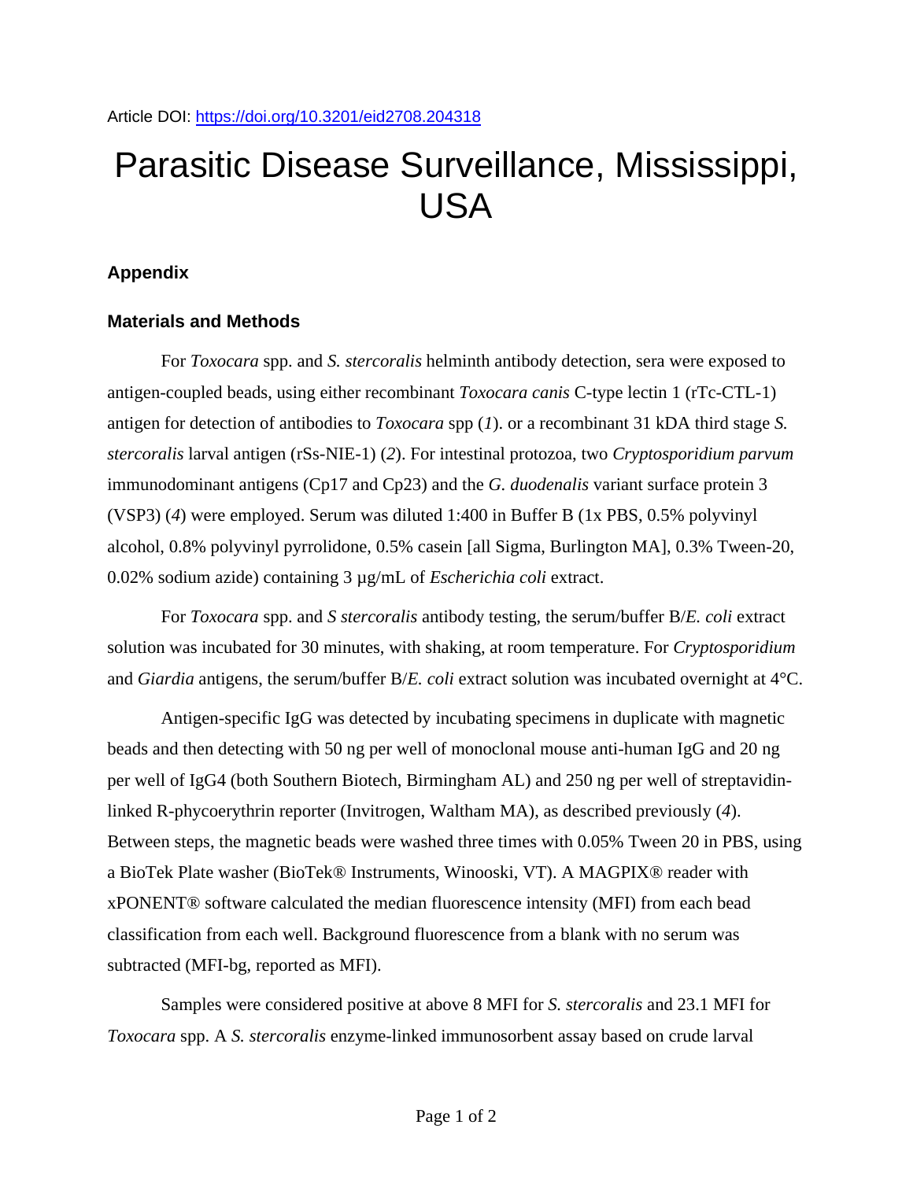Article DOI: https://doi.org/10.3201/eid2708.204318

# Parasitic Disease Surveillance, Mississippi, USA

## Appendix

### Materials and Methods

For *Toxocara* spp. and *S. stercoralis* helminth antibody detection, sera were exposed to antigen-coupled beads, using either recombinant *Toxocara canis* C-type lectin 1 (rTc-CTL-1) antigen for detection of antibodies to *Toxocara* spp (*1*). or a recombinant 31 kDA third stage *S. stercoralis* larval antigen (rSs-NIE-1) (*2*). For intestinal protozoa, two *Cryptosporidium parvum* immunodominant antigens (Cp17 and Cp23) and the *G. duodenalis* variant surface protein 3 (VSP3) (*4*) were employed. Serum was diluted 1:400 in Buffer B (1x PBS, 0.5% polyvinyl alcohol, 0.8% polyvinyl pyrrolidone, 0.5% casein [all Sigma, Burlington MA], 0.3% Tween-20, 0.02% sodium azide) containing 3 µg/mL of *Escherichia coli* extract.

For *Toxocara* spp. and *S stercoralis* antibody testing, the serum/buffer B/*E. coli* extract solution was incubated for 30 minutes, with shaking, at room temperature. For *Cryptosporidium* and *Giardia* antigens, the serum/buffer B/*E. coli* extract solution was incubated overnight at 4°C.

Antigen-specific IgG was detected by incubating specimens in duplicate with magnetic beads and then detecting with 50 ng per well of monoclonal mouse anti-human IgG and 20 ng per well of IgG4 (both Southern Biotech, Birmingham AL) and 250 ng per well of streptavidin-linked R-phycoerythrin reporter (Invitrogen, Waltham MA), as described previously (*4*). Between steps, the magnetic beads were washed three times with 0.05% Tween 20 in PBS, using a BioTek Plate washer (BioTek® Instruments, Winooski, VT). A MAGPIX® reader with xPONENT® software calculated the median fluorescence intensity (MFI) from each bead classification from each well. Background fluorescence from a blank with no serum was subtracted (MFI-bg, reported as MFI).

Samples were considered positive at above 8 MFI for *S. stercoralis* and 23.1 MFI for *Toxocara* spp. A *S. stercoralis* enzyme-linked immunosorbent assay based on crude larval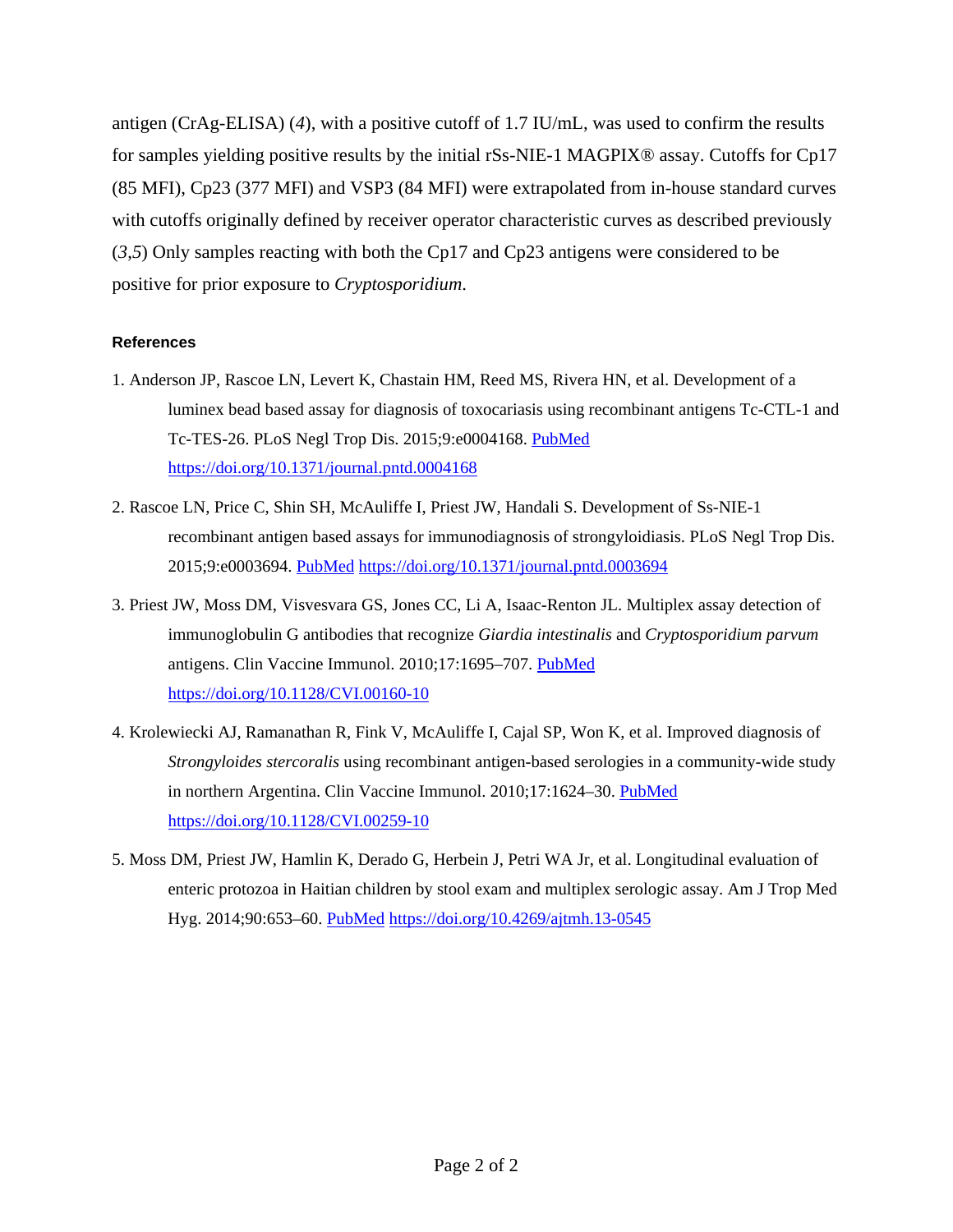antigen (CrAg-ELISA) (*4*), with a positive cutoff of 1.7 IU/mL, was used to confirm the results for samples yielding positive results by the initial rSs-NIE-1 MAGPIX® assay. Cutoffs for Cp17 (85 MFI), Cp23 (377 MFI) and VSP3 (84 MFI) were extrapolated from in-house standard curves with cutoffs originally defined by receiver operator characteristic curves as described previously (*3*,*5*) Only samples reacting with both the Cp17 and Cp23 antigens were considered to be positive for prior exposure to *Cryptosporidium*.

#### References

1. Anderson JP, Rascoe LN, Levert K, Chastain HM, Reed MS, Rivera HN, et al. Development of a luminex bead based assay for diagnosis of toxocariasis using recombinant antigens Tc-CTL-1 and Tc-TES-26. PLoS Negl Trop Dis. 2015;9:e0004168. PubMed https://doi.org/10.1371/journal.pntd.0004168

2. Rascoe LN, Price C, Shin SH, McAuliffe I, Priest JW, Handali S. Development of Ss-NIE-1 recombinant antigen based assays for immunodiagnosis of strongyloidiasis. PLoS Negl Trop Dis. 2015;9:e0003694. PubMed https://doi.org/10.1371/journal.pntd.0003694

3. Priest JW, Moss DM, Visvesvara GS, Jones CC, Li A, Isaac-Renton JL. Multiplex assay detection of immunoglobulin G antibodies that recognize *Giardia intestinalis* and *Cryptosporidium parvum* antigens. Clin Vaccine Immunol. 2010;17:1695–707. PubMed https://doi.org/10.1128/CVI.00160-10

4. Krolewiecki AJ, Ramanathan R, Fink V, McAuliffe I, Cajal SP, Won K, et al. Improved diagnosis of *Strongyloides stercoralis* using recombinant antigen-based serologies in a community-wide study in northern Argentina. Clin Vaccine Immunol. 2010;17:1624–30. PubMed https://doi.org/10.1128/CVI.00259-10

5. Moss DM, Priest JW, Hamlin K, Derado G, Herbein J, Petri WA Jr, et al. Longitudinal evaluation of enteric protozoa in Haitian children by stool exam and multiplex serologic assay. Am J Trop Med Hyg. 2014;90:653–60. PubMed https://doi.org/10.4269/ajtmh.13-0545